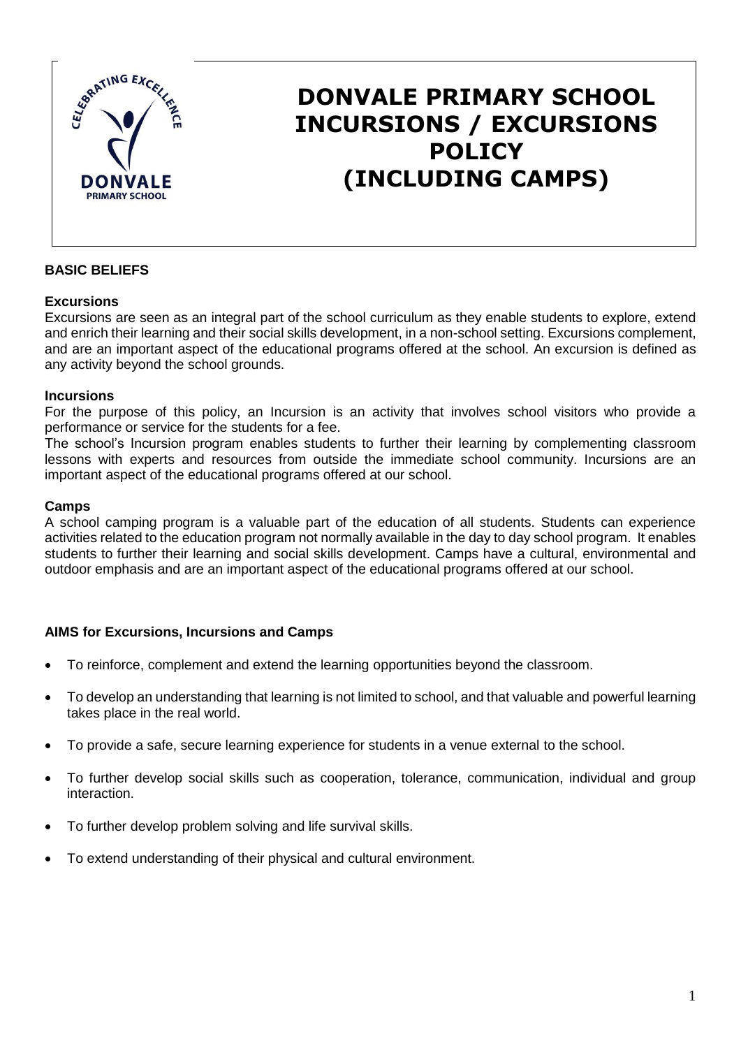# DONVALE PRIMARY SCHOOL INCURSIONS / EXCURSIONS POLICY (INCLUDING CAMPS)

## BASIC BELIEFS

### Excursions

Excursions are seen as an integral part of the school curriculum as they enable students to explore, extend and enrich their learning and their social skills development, in a non-school setting. Excursions complement, and are an important aspect of the educational programs offered at the school. An excursion is defined as any activity beyond the school grounds.

### Incursions

For the purpose of this policy, an Incursion is an activity that involves school visitors who provide a performance or service for the students for a fee.

The school's Incursion program enables students to further their learning by complementing classroom lessons with experts and resources from outside the immediate school community. Incursions are an important aspect of the educational programs offered at our school.

### Camps

A school camping program is a valuable part of the education of all students. Students can experience activities related to the education program not normally available in the day to day school program. It enables students to further their learning and social skills development. Camps have a cultural, environmental and outdoor emphasis and are an important aspect of the educational programs offered at our school.

## AIMS for Excursions, Incursions and Camps

- To reinforce, complement and extend the learning opportunities beyond the classroom.
- To develop an understanding that learning is not limited to school, and that valuable and powerful learning takes place in the real world.
- To provide a safe, secure learning experience for students in a venue external to the school.
- To further develop social skills such as cooperation, tolerance, communication, individual and group interaction.
- To further develop problem solving and life survival skills.
- To extend understanding of their physical and cultural environment.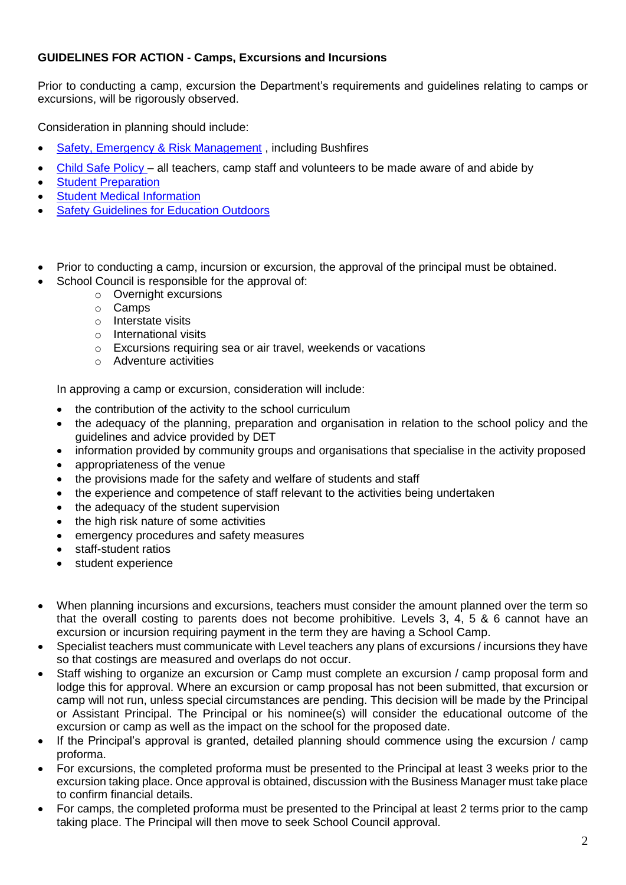**GUIDELINES FOR ACTION - Camps, Excursions and Incursions**

Prior to conducting a camp, excursion the Department's requirements and guidelines relating to camps or excursions, will be rigorously observed.

Consideration in planning should include:

- Safety, Emergency & Risk Management , including Bushfires
- Child Safe Policy – all teachers, camp staff and volunteers to be made aware of and abide by
- Student Preparation
- Student Medical Information
- Safety Guidelines for Education Outdoors

- Prior to conducting a camp, incursion or excursion, the approval of the principal must be obtained.
- School Council is responsible for the approval of:
  - Overnight excursions
  - Camps
  - Interstate visits
  - International visits
  - Excursions requiring sea or air travel, weekends or vacations
  - Adventure activities

  In approving a camp or excursion, consideration will include:

  - the contribution of the activity to the school curriculum
  - the adequacy of the planning, preparation and organisation in relation to the school policy and the guidelines and advice provided by DET
  - information provided by community groups and organisations that specialise in the activity proposed
  - appropriateness of the venue
  - the provisions made for the safety and welfare of students and staff
  - the experience and competence of staff relevant to the activities being undertaken
  - the adequacy of the student supervision
  - the high risk nature of some activities
  - emergency procedures and safety measures
  - staff-student ratios
  - student experience

- When planning incursions and excursions, teachers must consider the amount planned over the term so that the overall costing to parents does not become prohibitive. Levels 3, 4, 5 & 6 cannot have an excursion or incursion requiring payment in the term they are having a School Camp.
- Specialist teachers must communicate with Level teachers any plans of excursions / incursions they have so that costings are measured and overlaps do not occur.
- Staff wishing to organize an excursion or Camp must complete an excursion / camp proposal form and lodge this for approval. Where an excursion or camp proposal has not been submitted, that excursion or camp will not run, unless special circumstances are pending. This decision will be made by the Principal or Assistant Principal. The Principal or his nominee(s) will consider the educational outcome of the excursion or camp as well as the impact on the school for the proposed date.
- If the Principal's approval is granted, detailed planning should commence using the excursion / camp proforma.
- For excursions, the completed proforma must be presented to the Principal at least 3 weeks prior to the excursion taking place. Once approval is obtained, discussion with the Business Manager must take place to confirm financial details.
- For camps, the completed proforma must be presented to the Principal at least 2 terms prior to the camp taking place. The Principal will then move to seek School Council approval.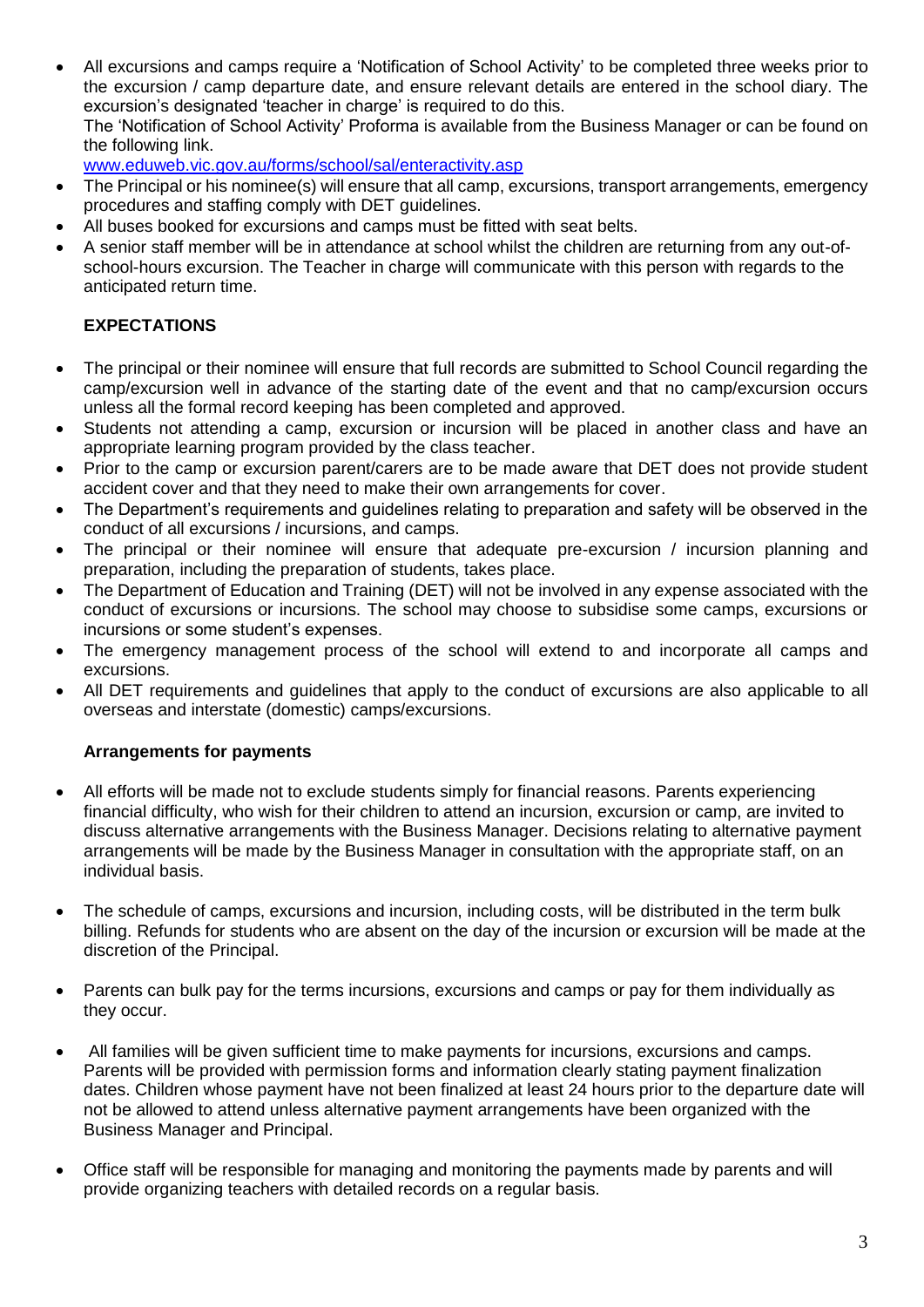- All excursions and camps require a 'Notification of School Activity' to be completed three weeks prior to the excursion / camp departure date, and ensure relevant details are entered in the school diary. The excursion's designated 'teacher in charge' is required to do this.
  The 'Notification of School Activity' Proforma is available from the Business Manager or can be found on the following link.
  [www.eduweb.vic.gov.au/forms/school/sal/enteractivity.asp](www.eduweb.vic.gov.au/forms/school/sal/enteractivity.asp)
- The Principal or his nominee(s) will ensure that all camp, excursions, transport arrangements, emergency procedures and staffing comply with DET guidelines.
- All buses booked for excursions and camps must be fitted with seat belts.
- A senior staff member will be in attendance at school whilst the children are returning from any out-of-school-hours excursion. The Teacher in charge will communicate with this person with regards to the anticipated return time.

## EXPECTATIONS

- The principal or their nominee will ensure that full records are submitted to School Council regarding the camp/excursion well in advance of the starting date of the event and that no camp/excursion occurs unless all the formal record keeping has been completed and approved.
- Students not attending a camp, excursion or incursion will be placed in another class and have an appropriate learning program provided by the class teacher.
- Prior to the camp or excursion parent/carers are to be made aware that DET does not provide student accident cover and that they need to make their own arrangements for cover.
- The Department's requirements and guidelines relating to preparation and safety will be observed in the conduct of all excursions / incursions, and camps.
- The principal or their nominee will ensure that adequate pre-excursion / incursion planning and preparation, including the preparation of students, takes place.
- The Department of Education and Training (DET) will not be involved in any expense associated with the conduct of excursions or incursions. The school may choose to subsidise some camps, excursions or incursions or some student's expenses.
- The emergency management process of the school will extend to and incorporate all camps and excursions.
- All DET requirements and guidelines that apply to the conduct of excursions are also applicable to all overseas and interstate (domestic) camps/excursions.

### Arrangements for payments

- All efforts will be made not to exclude students simply for financial reasons. Parents experiencing financial difficulty, who wish for their children to attend an incursion, excursion or camp, are invited to discuss alternative arrangements with the Business Manager. Decisions relating to alternative payment arrangements will be made by the Business Manager in consultation with the appropriate staff, on an individual basis.

- The schedule of camps, excursions and incursion, including costs, will be distributed in the term bulk billing. Refunds for students who are absent on the day of the incursion or excursion will be made at the discretion of the Principal.

- Parents can bulk pay for the terms incursions, excursions and camps or pay for them individually as they occur.

- All families will be given sufficient time to make payments for incursions, excursions and camps. Parents will be provided with permission forms and information clearly stating payment finalization dates. Children whose payment have not been finalized at least 24 hours prior to the departure date will not be allowed to attend unless alternative payment arrangements have been organized with the Business Manager and Principal.

- Office staff will be responsible for managing and monitoring the payments made by parents and will provide organizing teachers with detailed records on a regular basis.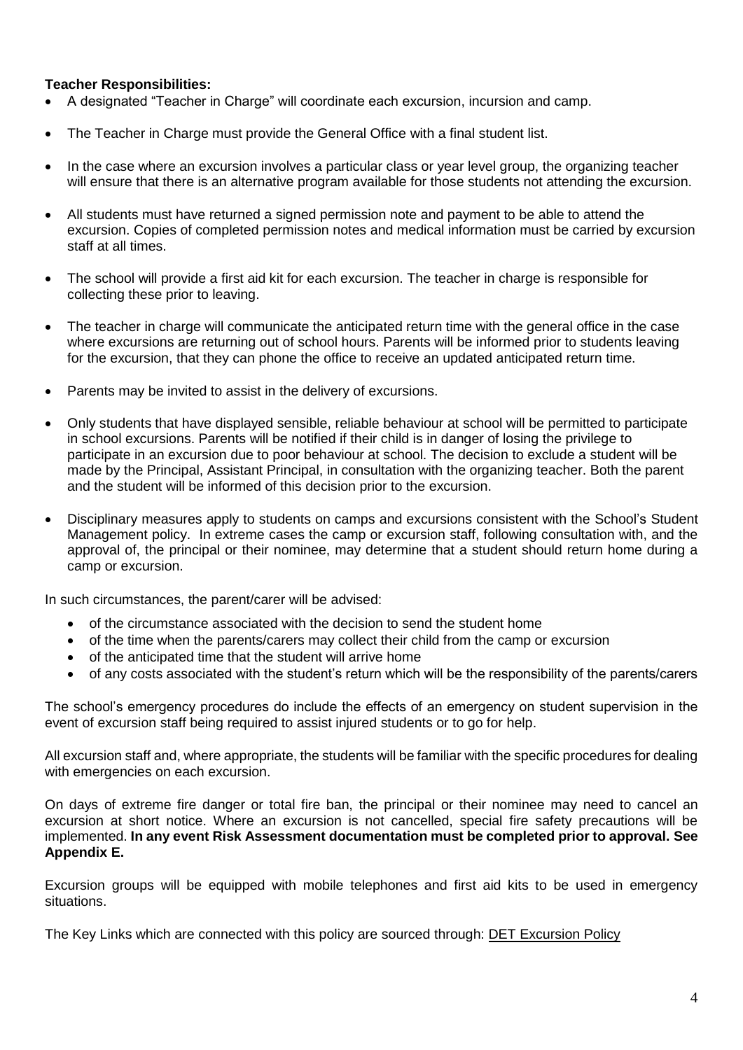**Teacher Responsibilities:**

- A designated "Teacher in Charge" will coordinate each excursion, incursion and camp.
- The Teacher in Charge must provide the General Office with a final student list.
- In the case where an excursion involves a particular class or year level group, the organizing teacher will ensure that there is an alternative program available for those students not attending the excursion.
- All students must have returned a signed permission note and payment to be able to attend the excursion. Copies of completed permission notes and medical information must be carried by excursion staff at all times.
- The school will provide a first aid kit for each excursion. The teacher in charge is responsible for collecting these prior to leaving.
- The teacher in charge will communicate the anticipated return time with the general office in the case where excursions are returning out of school hours. Parents will be informed prior to students leaving for the excursion, that they can phone the office to receive an updated anticipated return time.
- Parents may be invited to assist in the delivery of excursions.
- Only students that have displayed sensible, reliable behaviour at school will be permitted to participate in school excursions. Parents will be notified if their child is in danger of losing the privilege to participate in an excursion due to poor behaviour at school. The decision to exclude a student will be made by the Principal, Assistant Principal, in consultation with the organizing teacher. Both the parent and the student will be informed of this decision prior to the excursion.
- Disciplinary measures apply to students on camps and excursions consistent with the School's Student Management policy. In extreme cases the camp or excursion staff, following consultation with, and the approval of, the principal or their nominee, may determine that a student should return home during a camp or excursion.

In such circumstances, the parent/carer will be advised:

- of the circumstance associated with the decision to send the student home
- of the time when the parents/carers may collect their child from the camp or excursion
- of the anticipated time that the student will arrive home
- of any costs associated with the student's return which will be the responsibility of the parents/carers

The school's emergency procedures do include the effects of an emergency on student supervision in the event of excursion staff being required to assist injured students or to go for help.

All excursion staff and, where appropriate, the students will be familiar with the specific procedures for dealing with emergencies on each excursion.

On days of extreme fire danger or total fire ban, the principal or their nominee may need to cancel an excursion at short notice. Where an excursion is not cancelled, special fire safety precautions will be implemented. **In any event Risk Assessment documentation must be completed prior to approval. See Appendix E.**

Excursion groups will be equipped with mobile telephones and first aid kits to be used in emergency situations.

The Key Links which are connected with this policy are sourced through: DET Excursion Policy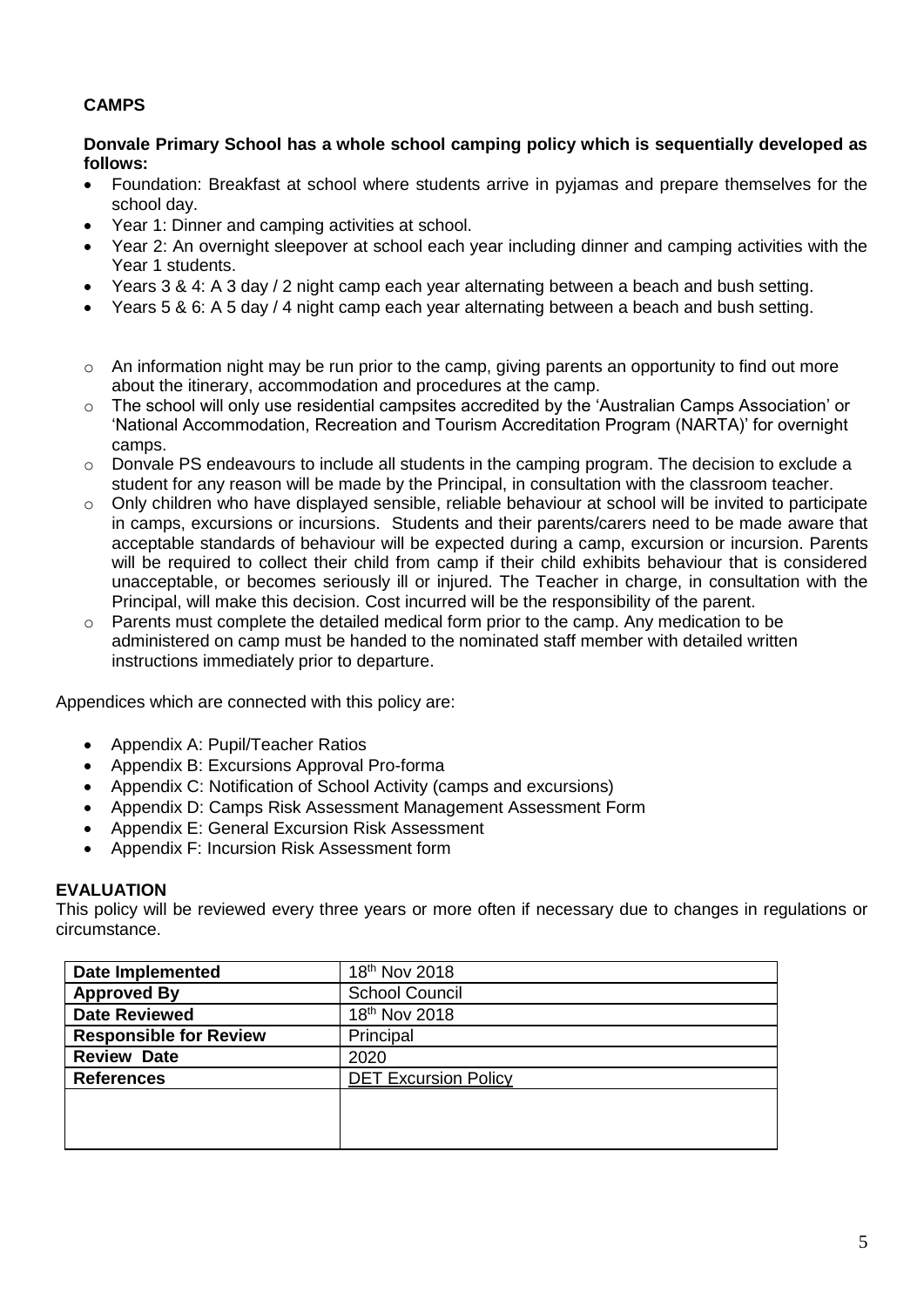**CAMPS**

**Donvale Primary School has a whole school camping policy which is sequentially developed as follows:**

- Foundation: Breakfast at school where students arrive in pyjamas and prepare themselves for the school day.
- Year 1: Dinner and camping activities at school.
- Year 2: An overnight sleepover at school each year including dinner and camping activities with the Year 1 students.
- Years 3 & 4: A 3 day / 2 night camp each year alternating between a beach and bush setting.
- Years 5 & 6: A 5 day / 4 night camp each year alternating between a beach and bush setting.

- An information night may be run prior to the camp, giving parents an opportunity to find out more about the itinerary, accommodation and procedures at the camp.
- The school will only use residential campsites accredited by the 'Australian Camps Association' or 'National Accommodation, Recreation and Tourism Accreditation Program (NARTA)' for overnight camps.
- Donvale PS endeavours to include all students in the camping program. The decision to exclude a student for any reason will be made by the Principal, in consultation with the classroom teacher.
- Only children who have displayed sensible, reliable behaviour at school will be invited to participate in camps, excursions or incursions. Students and their parents/carers need to be made aware that acceptable standards of behaviour will be expected during a camp, excursion or incursion. Parents will be required to collect their child from camp if their child exhibits behaviour that is considered unacceptable, or becomes seriously ill or injured. The Teacher in charge, in consultation with the Principal, will make this decision. Cost incurred will be the responsibility of the parent.
- Parents must complete the detailed medical form prior to the camp. Any medication to be administered on camp must be handed to the nominated staff member with detailed written instructions immediately prior to departure.

Appendices which are connected with this policy are:

- Appendix A: Pupil/Teacher Ratios
- Appendix B: Excursions Approval Pro-forma
- Appendix C: Notification of School Activity (camps and excursions)
- Appendix D: Camps Risk Assessment Management Assessment Form
- Appendix E: General Excursion Risk Assessment
- Appendix F: Incursion Risk Assessment form

**EVALUATION**

This policy will be reviewed every three years or more often if necessary due to changes in regulations or circumstance.

| **Date Implemented** | 18th Nov 2018 |
|---|---|
| **Approved By** | School Council |
| **Date Reviewed** | 18th Nov 2018 |
| **Responsible for Review** | Principal |
| **Review Date** | 2020 |
| **References** | DET Excursion Policy |
| | |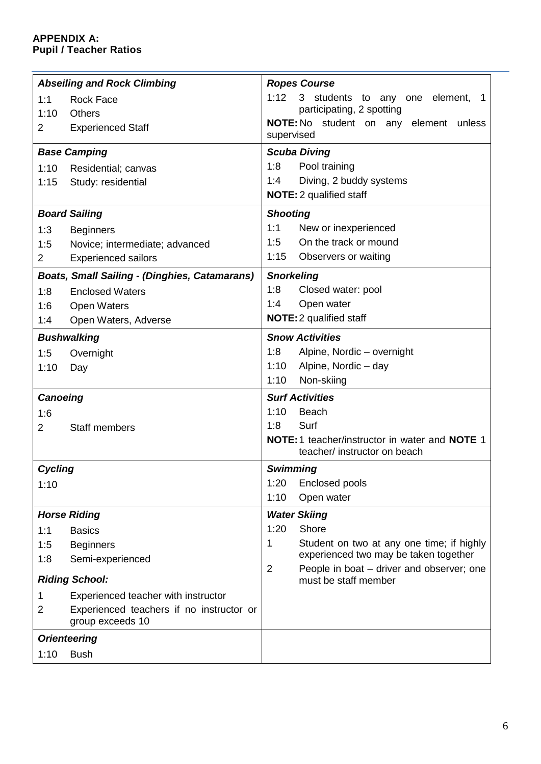**APPENDIX A:**
**Pupil / Teacher Ratios**

| | |
|---|---|
| ***Abseiling and Rock Climbing***<br>1:1 Rock Face<br>1:10 Others<br>2 Experienced Staff | ***Ropes Course***<br>1:12 3 students to any one element, 1 participating, 2 spotting<br>**NOTE:** No student on any element unless supervised |
| ***Base Camping***<br>1:10 Residential; canvas<br>1:15 Study: residential | ***Scuba Diving***<br>1:8 Pool training<br>1:4 Diving, 2 buddy systems<br>**NOTE:** 2 qualified staff |
| ***Board Sailing***<br>1:3 Beginners<br>1:5 Novice; intermediate; advanced<br>2 Experienced sailors | ***Shooting***<br>1:1 New or inexperienced<br>1:5 On the track or mound<br>1:15 Observers or waiting |
| ***Boats, Small Sailing - (Dinghies, Catamarans)***<br>1:8 Enclosed Waters<br>1:6 Open Waters<br>1:4 Open Waters, Adverse | ***Snorkeling***<br>1:8 Closed water: pool<br>1:4 Open water<br>**NOTE:** 2 qualified staff |
| ***Bushwalking***<br>1:5 Overnight<br>1:10 Day | ***Snow Activities***<br>1:8 Alpine, Nordic – overnight<br>1:10 Alpine, Nordic – day<br>1:10 Non-skiing |
| ***Canoeing***<br>1:6<br>2 Staff members | ***Surf Activities***<br>1:10 Beach<br>1:8 Surf<br>**NOTE:** 1 teacher/instructor in water and **NOTE** 1 teacher/ instructor on beach |
| ***Cycling***<br>1:10 | ***Swimming***<br>1:20 Enclosed pools<br>1:10 Open water |
| ***Horse Riding***<br>1:1 Basics<br>1:5 Beginners<br>1:8 Semi-experienced<br>***Riding School:***<br>1 Experienced teacher with instructor<br>2 Experienced teachers if no instructor or group exceeds 10 | ***Water Skiing***<br>1:20 Shore<br>1 Student on two at any one time; if highly experienced two may be taken together<br>2 People in boat – driver and observer; one must be staff member |
| ***Orienteering***<br>1:10 Bush | |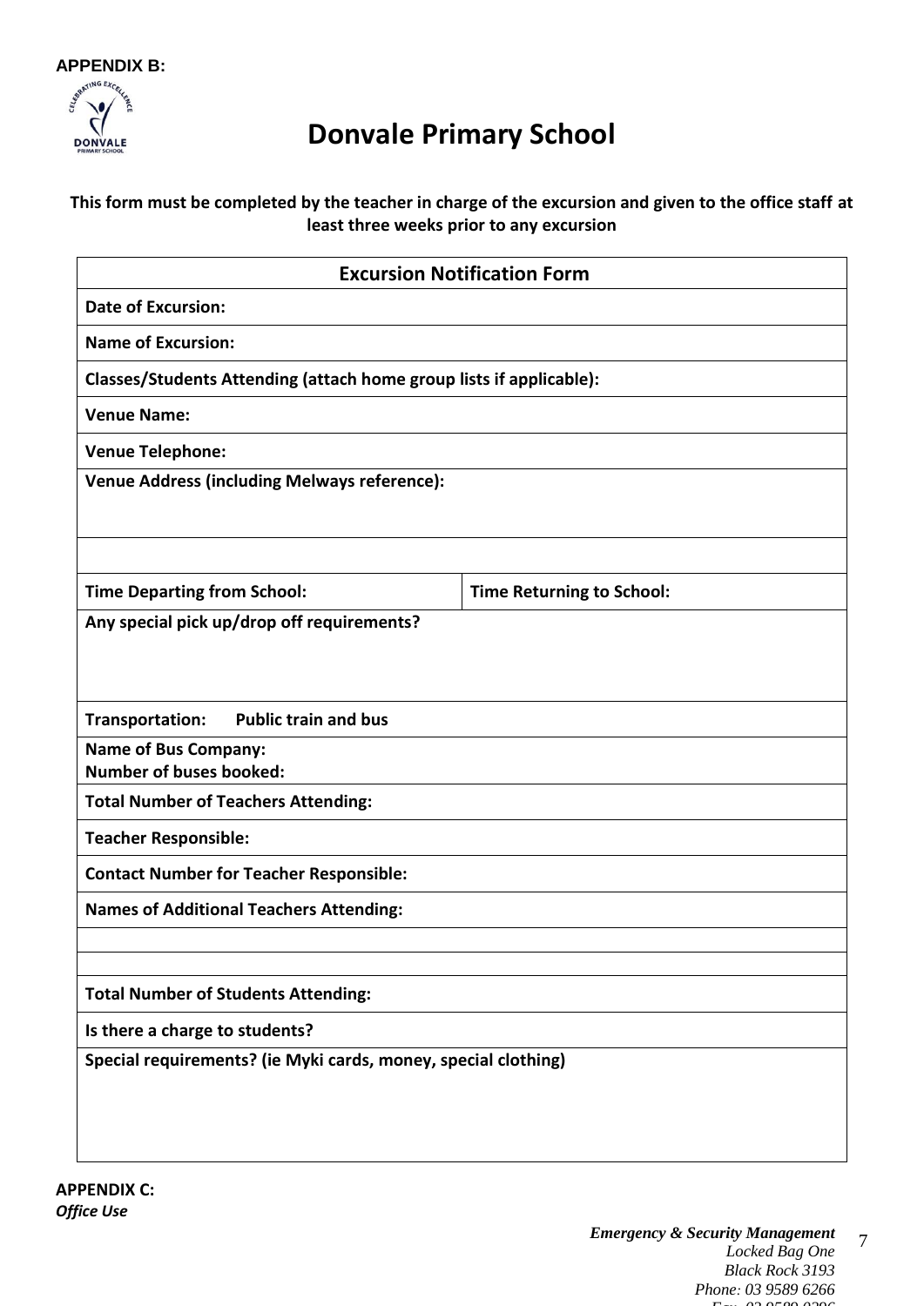**APPENDIX B:**

# Donvale Primary School

**This form must be completed by the teacher in charge of the excursion and given to the office staff at least three weeks prior to any excursion**

| **Excursion Notification Form** | |
|---|---|
| **Date of Excursion:** | |
| **Name of Excursion:** | |
| **Classes/Students Attending (attach home group lists if applicable):** | |
| **Venue Name:** | |
| **Venue Telephone:** | |
| **Venue Address (including Melways reference):** | |
| | |
| **Time Departing from School:** | **Time Returning to School:** |
| **Any special pick up/drop off requirements?** | |
| **Transportation: Public train and bus** | |
| **Name of Bus Company:** <br> **Number of buses booked:** | |
| **Total Number of Teachers Attending:** | |
| **Teacher Responsible:** | |
| **Contact Number for Teacher Responsible:** | |
| **Names of Additional Teachers Attending:** | |
| | |
| | |
| **Total Number of Students Attending:** | |
| **Is there a charge to students?** | |
| **Special requirements? (ie Myki cards, money, special clothing)** | |

**APPENDIX C:**
***Office Use***

***Emergency & Security Management***
*Locked Bag One*
*Black Rock 3193*
*Phone: 03 9589 6266*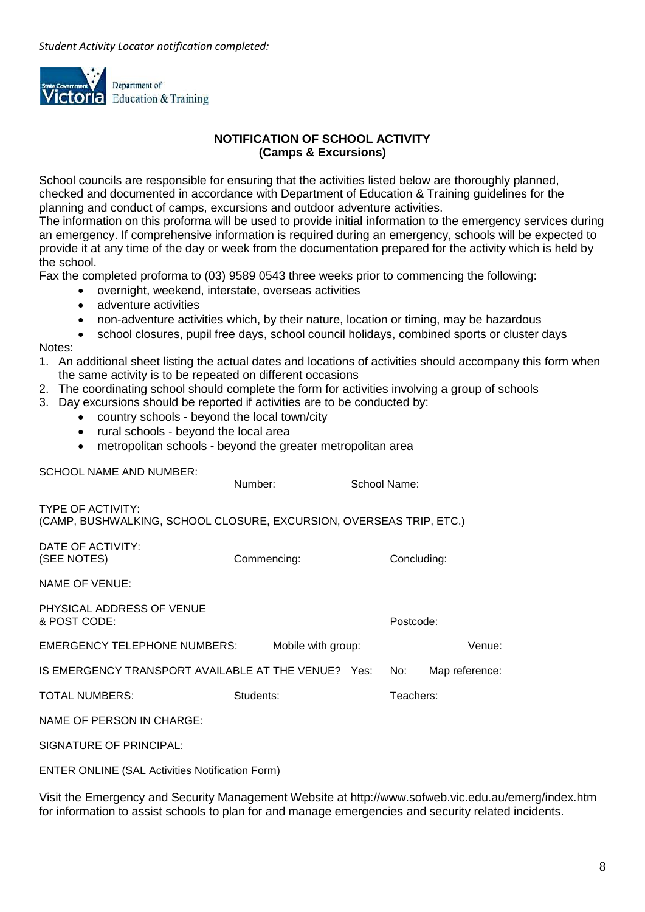*Student Activity Locator notification completed:*

Department of Education & Training

**NOTIFICATION OF SCHOOL ACTIVITY**
**(Camps & Excursions)**

School councils are responsible for ensuring that the activities listed below are thoroughly planned, checked and documented in accordance with Department of Education & Training guidelines for the planning and conduct of camps, excursions and outdoor adventure activities.
The information on this proforma will be used to provide initial information to the emergency services during an emergency. If comprehensive information is required during an emergency, schools will be expected to provide it at any time of the day or week from the documentation prepared for the activity which is held by the school.
Fax the completed proforma to (03) 9589 0543 three weeks prior to commencing the following:

- overnight, weekend, interstate, overseas activities
- adventure activities
- non-adventure activities which, by their nature, location or timing, may be hazardous
- school closures, pupil free days, school council holidays, combined sports or cluster days

Notes:

1. An additional sheet listing the actual dates and locations of activities should accompany this form when the same activity is to be repeated on different occasions
2. The coordinating school should complete the form for activities involving a group of schools
3. Day excursions should be reported if activities are to be conducted by:
    - country schools - beyond the local town/city
    - rural schools - beyond the local area
    - metropolitan schools - beyond the greater metropolitan area

SCHOOL NAME AND NUMBER: Number: School Name:

TYPE OF ACTIVITY:
(CAMP, BUSHWALKING, SCHOOL CLOSURE, EXCURSION, OVERSEAS TRIP, ETC.)

DATE OF ACTIVITY:
(SEE NOTES) Commencing: Concluding:

NAME OF VENUE:

PHYSICAL ADDRESS OF VENUE
& POST CODE: Postcode:

EMERGENCY TELEPHONE NUMBERS: Mobile with group: Venue:

IS EMERGENCY TRANSPORT AVAILABLE AT THE VENUE? Yes: No: Map reference:

TOTAL NUMBERS: Students: Teachers:

NAME OF PERSON IN CHARGE:

SIGNATURE OF PRINCIPAL:

ENTER ONLINE (SAL Activities Notification Form)

Visit the Emergency and Security Management Website at http://www.sofweb.vic.edu.au/emerg/index.htm for information to assist schools to plan for and manage emergencies and security related incidents.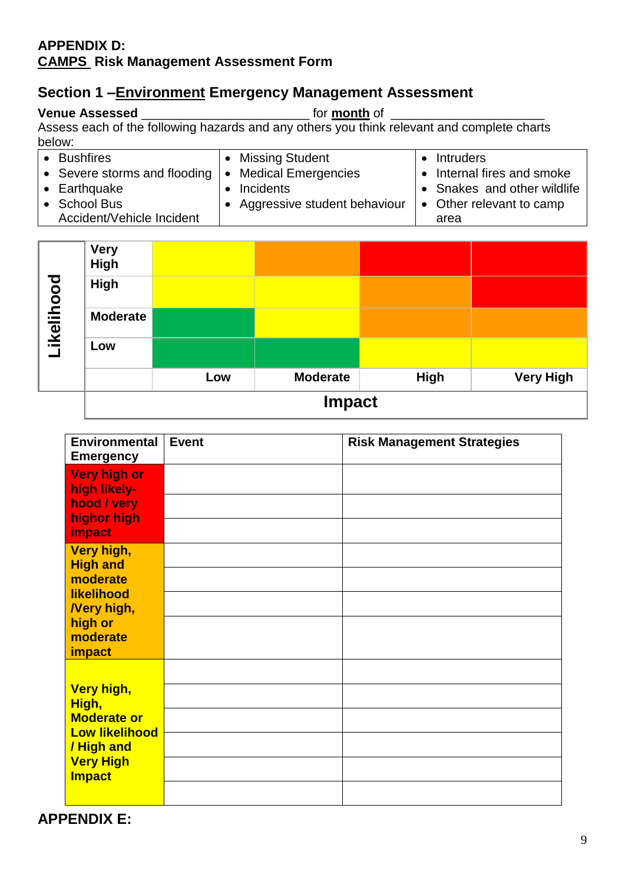**APPENDIX D:**
**CAMPS Risk Management Assessment Form**

## Section 1 –Environment Emergency Management Assessment

**Venue Assessed** ______________________ for **month** of ____________________

Assess each of the following hazards and any others you think relevant and complete charts below:

| | | |
|---|---|---|
| • Bushfires<br>• Severe storms and flooding<br>• Earthquake<br>• School Bus Accident/Vehicle Incident | • Missing Student<br>• Medical Emergencies<br>• Incidents<br>• Aggressive student behaviour | • Intruders<br>• Internal fires and smoke<br>• Snakes and other wildlife<br>• Other relevant to camp area |

| Likelihood | | | | | |
|---|---|---|---|---|---|
| | **Very High** | Yellow | Orange | Red | Red |
| | **High** | Yellow | Yellow | Orange | Red |
| | **Moderate** | Green | Yellow | Orange | Orange |
| | **Low** | Green | Green | Yellow | Yellow |
| | | **Low** | **Moderate** | **High** | **Very High** |
| | **Impact** | | | | |

| Environmental Emergency | Event | Risk Management Strategies |
|---|---|---|
| **Very high or high likely-hood / very highor high impact** | | |
| | | |
| | | |
| **Very high, High and moderate likelihood /Very high, high or moderate impact** | | |
| | | |
| | | |
| | | |
| **Very high, High, Moderate or Low likelihood / High and Very High Impact** | | |
| | | |
| | | |
| | | |
| | | |
| | | |

**APPENDIX E:**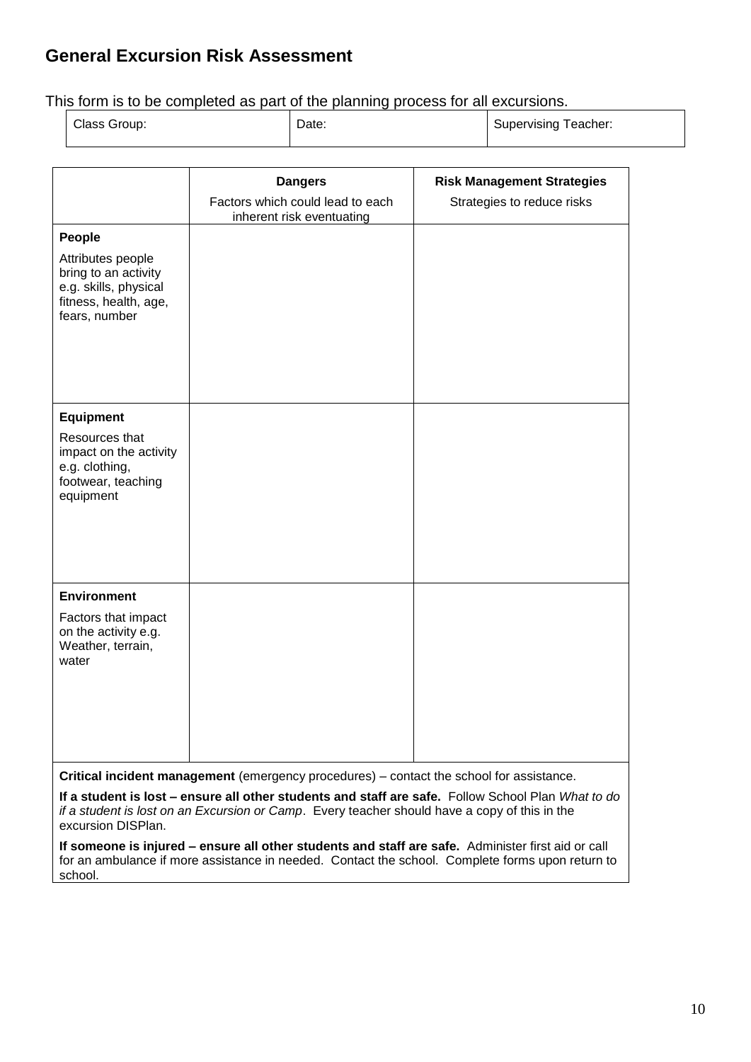## General Excursion Risk Assessment

This form is to be completed as part of the planning process for all excursions.

| Class Group: | Date: | Supervising Teacher: |
|---|---|---|

| | **Dangers**<br>Factors which could lead to each inherent risk eventuating | **Risk Management Strategies**<br>Strategies to reduce risks |
|---|---|---|
| **People**<br>Attributes people bring to an activity e.g. skills, physical fitness, health, age, fears, number | | |
| **Equipment**<br>Resources that impact on the activity e.g. clothing, footwear, teaching equipment | | |
| **Environment**<br>Factors that impact on the activity e.g. Weather, terrain, water | | |

**Critical incident management** (emergency procedures) – contact the school for assistance.

**If a student is lost – ensure all other students and staff are safe.** Follow School Plan *What to do if a student is lost on an Excursion or Camp*. Every teacher should have a copy of this in the excursion DISPlan.

**If someone is injured – ensure all other students and staff are safe.** Administer first aid or call for an ambulance if more assistance in needed. Contact the school. Complete forms upon return to school.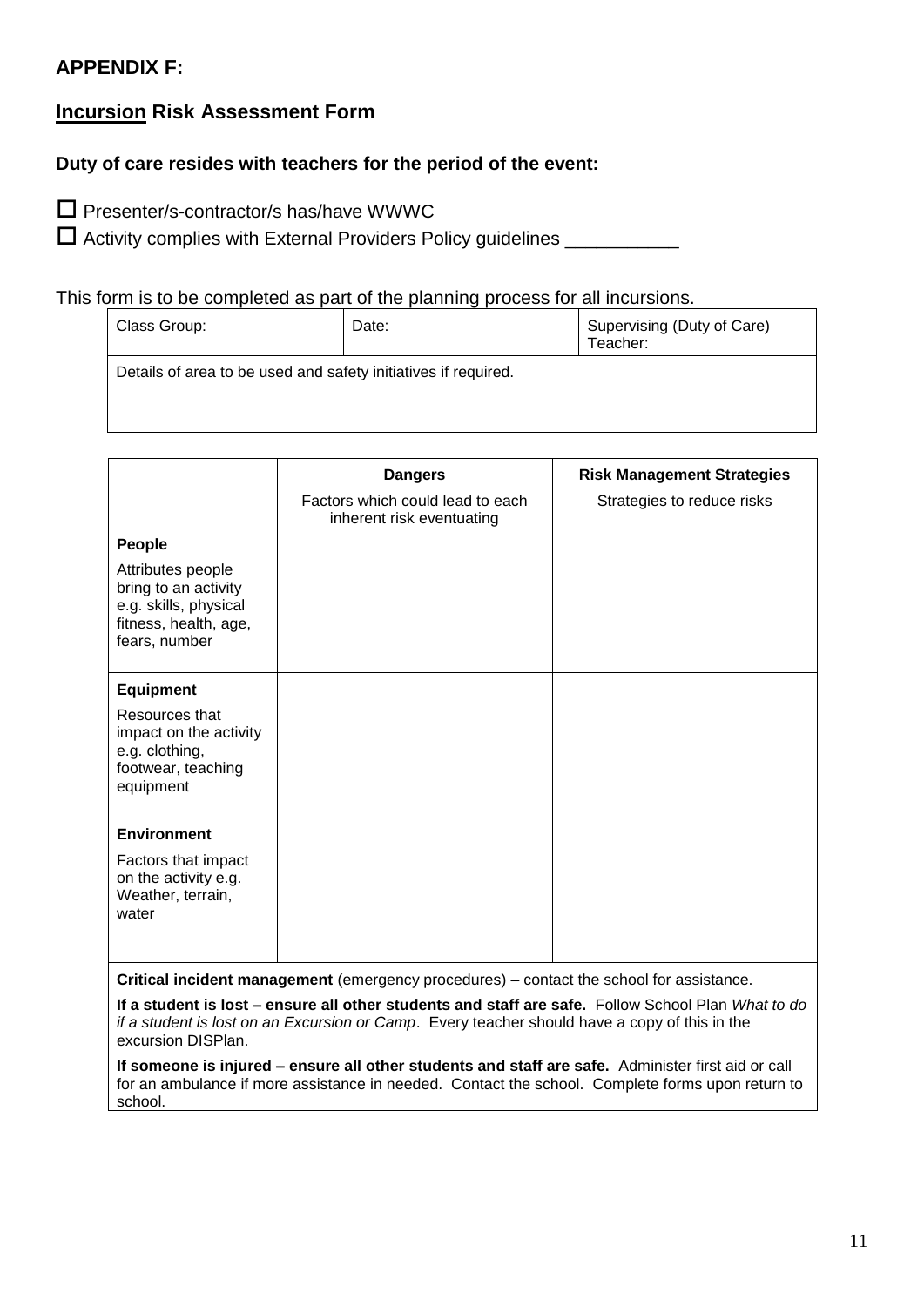## APPENDIX F:

## <u>Incursion</u> Risk Assessment Form

### Duty of care resides with teachers for the period of the event:

☐ Presenter/s-contractor/s has/have WWWC

☐ Activity complies with External Providers Policy guidelines ___________

This form is to be completed as part of the planning process for all incursions.

| Class Group: | Date: | Supervising (Duty of Care) Teacher: |
|---|---|---|
| Details of area to be used and safety initiatives if required. | | |

| | **Dangers**<br>Factors which could lead to each inherent risk eventuating | **Risk Management Strategies**<br>Strategies to reduce risks |
|---|---|---|
| **People**<br>Attributes people bring to an activity e.g. skills, physical fitness, health, age, fears, number | | |
| **Equipment**<br>Resources that impact on the activity e.g. clothing, footwear, teaching equipment | | |
| **Environment**<br>Factors that impact on the activity e.g. Weather, terrain, water | | |

**Critical incident management** (emergency procedures) – contact the school for assistance.

**If a student is lost – ensure all other students and staff are safe.** Follow School Plan *What to do if a student is lost on an Excursion or Camp*. Every teacher should have a copy of this in the excursion DISPlan.

**If someone is injured – ensure all other students and staff are safe.** Administer first aid or call for an ambulance if more assistance in needed. Contact the school. Complete forms upon return to school.